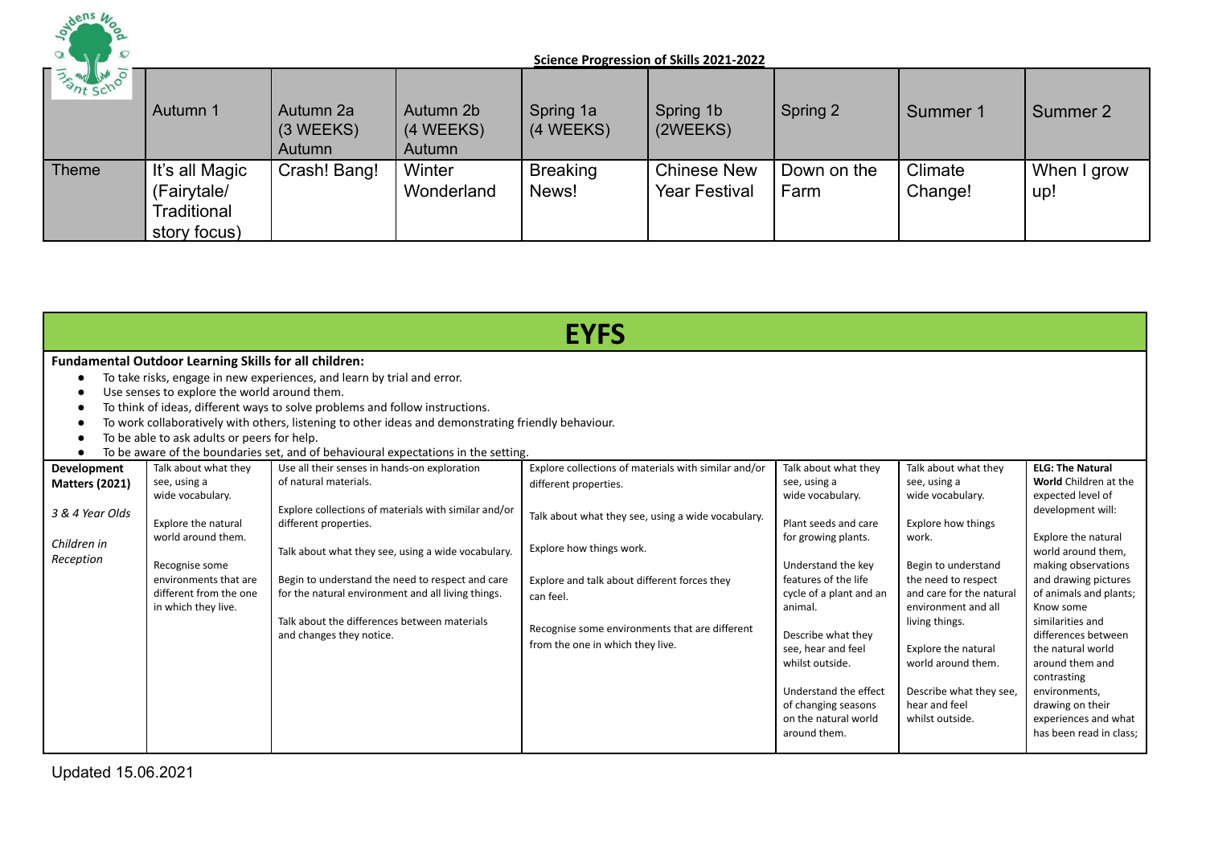## Science Progression of Skills 2021-2022

| | Autumn 1 | Autumn 2a (3 WEEKS) Autumn | Autumn 2b (4 WEEKS) Autumn | Spring 1a (4 WEEKS) | Spring 1b (2WEEKS) | Spring 2 | Summer 1 | Summer 2 |
|---|---|---|---|---|---|---|---|---|
| Theme | It's all Magic (Fairytale/ Traditional story focus) | Crash! Bang! | Winter Wonderland | Breaking News! | Chinese New Year Festival | Down on the Farm | Climate Change! | When I grow up! |

# EYFS

**Fundamental Outdoor Learning Skills for all children:**

- To take risks, engage in new experiences, and learn by trial and error.
- Use senses to explore the world around them.
- To think of ideas, different ways to solve problems and follow instructions.
- To work collaboratively with others, listening to other ideas and demonstrating friendly behaviour.
- To be able to ask adults or peers for help.
- To be aware of the boundaries set, and of behavioural expectations in the setting.

| | | | | | | |
|---|---|---|---|---|---|---|
| **Development Matters (2021)**<br><br>*3 & 4 Year Olds*<br><br>*Children in Reception* | Talk about what they see, using a wide vocabulary.<br><br>Explore the natural world around them.<br><br>Recognise some environments that are different from the one in which they live. | Use all their senses in hands-on exploration of natural materials.<br><br>Explore collections of materials with similar and/or different properties.<br><br>Talk about what they see, using a wide vocabulary.<br><br>Begin to understand the need to respect and care for the natural environment and all living things.<br><br>Talk about the differences between materials and changes they notice. | Explore collections of materials with similar and/or different properties.<br><br>Talk about what they see, using a wide vocabulary.<br><br>Explore how things work.<br><br>Explore and talk about different forces they can feel.<br><br>Recognise some environments that are different from the one in which they live. | Talk about what they see, using a wide vocabulary.<br><br>Plant seeds and care for growing plants.<br><br>Understand the key features of the life cycle of a plant and an animal.<br><br>Describe what they see, hear and feel whilst outside.<br><br>Understand the effect of changing seasons on the natural world around them. | Talk about what they see, using a wide vocabulary.<br><br>Explore how things work.<br><br>Begin to understand the need to respect and care for the natural environment and all living things.<br><br>Explore the natural world around them.<br><br>Describe what they see, hear and feel whilst outside. | **ELG: The Natural World** Children at the expected level of development will:<br><br>Explore the natural world around them, making observations and drawing pictures of animals and plants; Know some similarities and differences between the natural world around them and contrasting environments, drawing on their experiences and what has been read in class; |

Updated 15.06.2021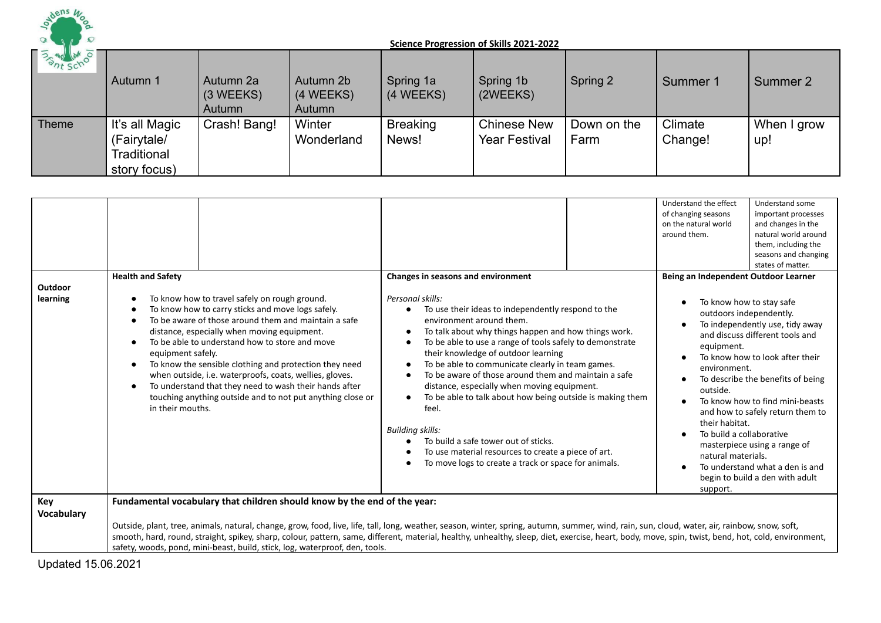**Science Progression of Skills 2021-2022**

| | Autumn 1 | Autumn 2a (3 WEEKS) Autumn | Autumn 2b (4 WEEKS) Autumn | Spring 1a (4 WEEKS) | Spring 1b (2WEEKS) | Spring 2 | Summer 1 | Summer 2 |
|---|---|---|---|---|---|---|---|---|
| Theme | It's all Magic (Fairytale/ Traditional story focus) | Crash! Bang! | Winter Wonderland | Breaking News! | Chinese New Year Festival | Down on the Farm | Climate Change! | When I grow up! |

| | | | | | | |
|---|---|---|---|---|---|---|
| | | | | | Understand the effect of changing seasons on the natural world around them. | Understand some important processes and changes in the natural world around them, including the seasons and changing states of matter. |
| **Outdoor learning** | **Health and Safety**<br>• To know how to travel safely on rough ground.<br>• To know how to carry sticks and move logs safely.<br>• To be aware of those around them and maintain a safe distance, especially when moving equipment.<br>• To be able to understand how to store and move equipment safely.<br>• To know the sensible clothing and protection they need when outside, i.e. waterproofs, coats, wellies, gloves.<br>• To understand that they need to wash their hands after touching anything outside and to not put anything close or in their mouths. | | **Changes in seasons and environment**<br>*Personal skills:*<br>• To use their ideas to independently respond to the environment around them.<br>• To talk about why things happen and how things work.<br>• To be able to use a range of tools safely to demonstrate their knowledge of outdoor learning<br>• To be able to communicate clearly in team games.<br>• To be aware of those around them and maintain a safe distance, especially when moving equipment.<br>• To be able to talk about how being outside is making them feel.<br>*Building skills:*<br>• To build a safe tower out of sticks.<br>• To use material resources to create a piece of art.<br>• To move logs to create a track or space for animals. | | **Being an Independent Outdoor Learner**<br>• To know how to stay safe outdoors independently.<br>• To independently use, tidy away and discuss different tools and equipment.<br>• To know how to look after their environment.<br>• To describe the benefits of being outside.<br>• To know how to find mini-beasts and how to safely return them to their habitat.<br>• To build a collaborative masterpiece using a range of natural materials.<br>• To understand what a den is and begin to build a den with adult support. | |
| **Key Vocabulary** | **Fundamental vocabulary that children should know by the end of the year:**<br>Outside, plant, tree, animals, natural, change, grow, food, live, life, tall, long, weather, season, winter, spring, autumn, summer, wind, rain, sun, cloud, water, air, rainbow, snow, soft, smooth, hard, round, straight, spikey, sharp, colour, pattern, same, different, material, healthy, unhealthy, sleep, diet, exercise, heart, body, move, spin, twist, bend, hot, cold, environment, safety, woods, pond, mini-beast, build, stick, log, waterproof, den, tools. | | | | | |

Updated 15.06.2021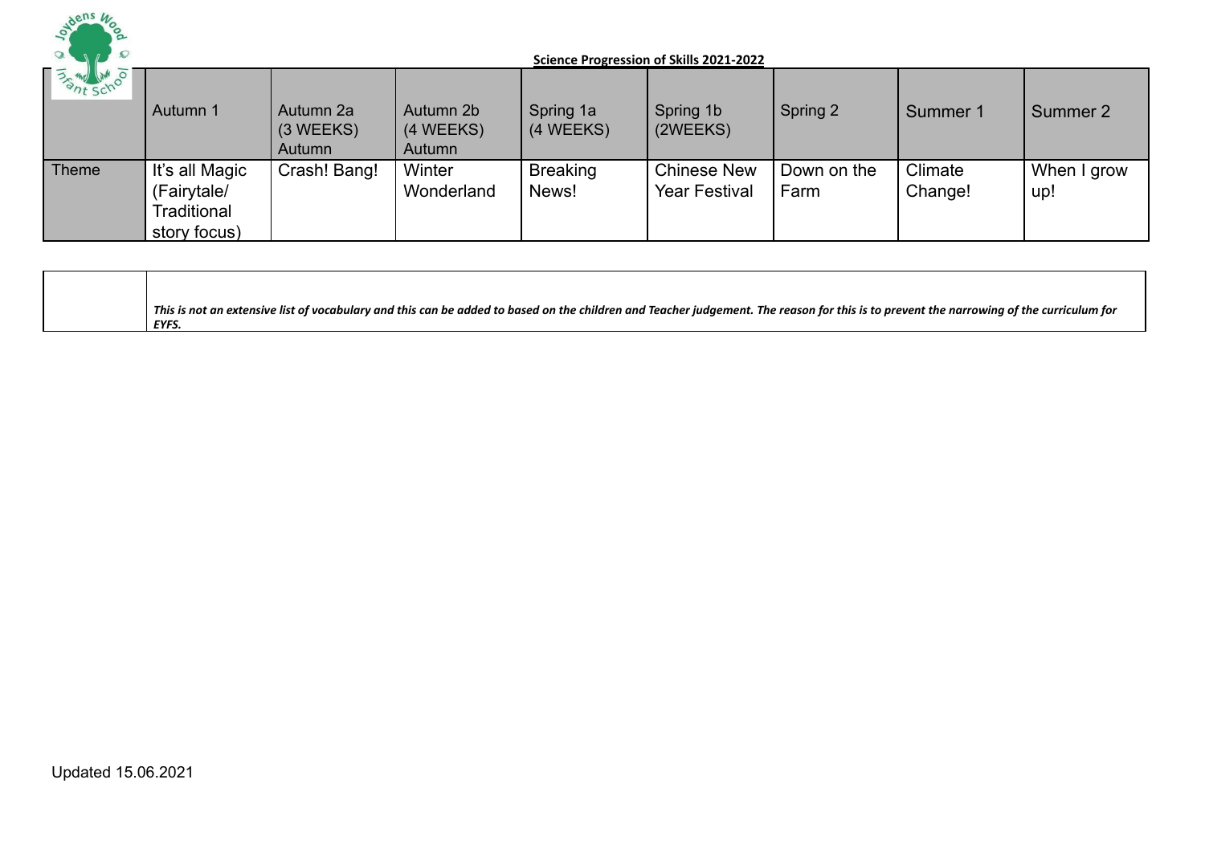**Science Progression of Skills 2021-2022**

| | Autumn 1 | Autumn 2a (3 WEEKS) Autumn | Autumn 2b (4 WEEKS) Autumn | Spring 1a (4 WEEKS) | Spring 1b (2WEEKS) | Spring 2 | Summer 1 | Summer 2 |
|---|---|---|---|---|---|---|---|---|
| Theme | It's all Magic (Fairytale/ Traditional story focus) | Crash! Bang! | Winter Wonderland | Breaking News! | Chinese New Year Festival | Down on the Farm | Climate Change! | When I grow up! |

| | |
|---|---|
| | ***This is not an extensive list of vocabulary and this can be added to based on the children and Teacher judgement. The reason for this is to prevent the narrowing of the curriculum for EYFS.*** |

Updated 15.06.2021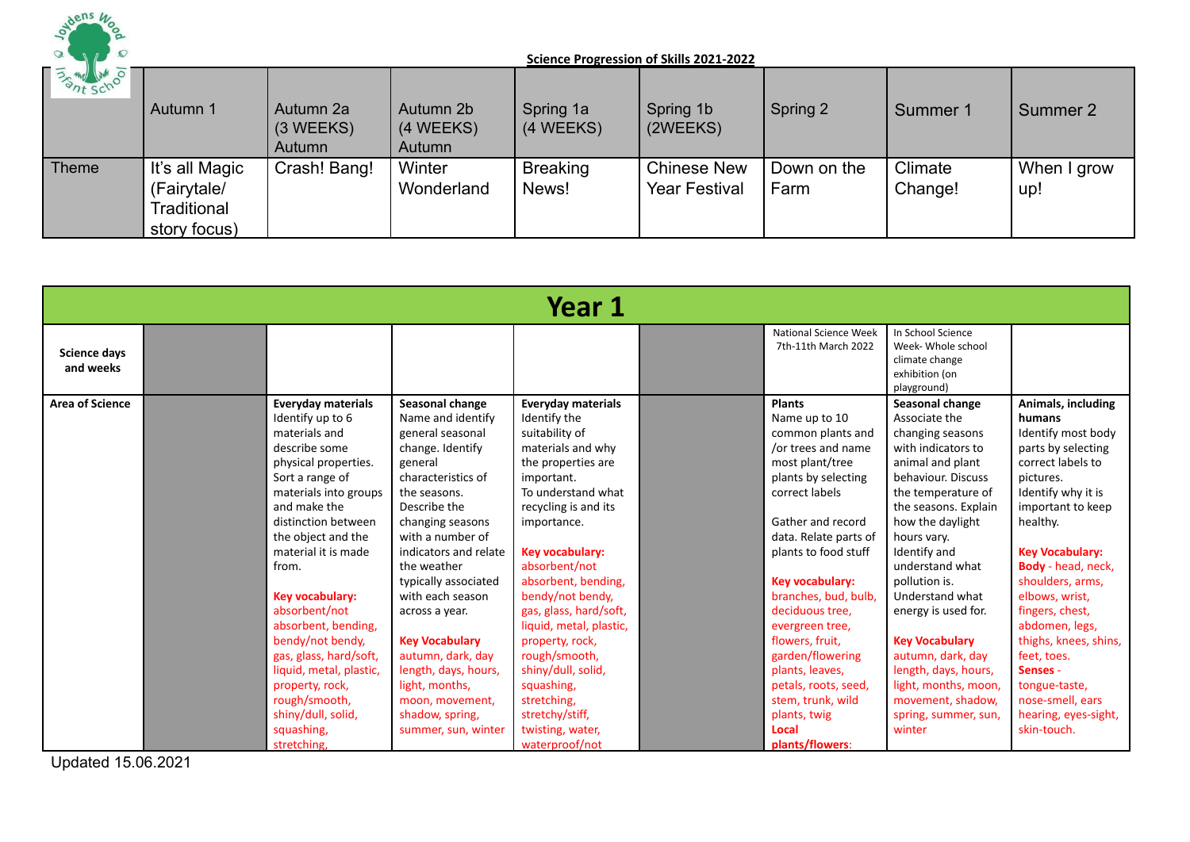**Science Progression of Skills 2021-2022**

| | Autumn 1 | Autumn 2a (3 WEEKS) Autumn | Autumn 2b (4 WEEKS) Autumn | Spring 1a (4 WEEKS) | Spring 1b (2WEEKS) | Spring 2 | Summer 1 | Summer 2 |
|---|---|---|---|---|---|---|---|---|
| Theme | It's all Magic (Fairytale/ Traditional story focus) | Crash! Bang! | Winter Wonderland | Breaking News! | Chinese New Year Festival | Down on the Farm | Climate Change! | When I grow up! |

## Year 1

| | | | | | | | | |
|---|---|---|---|---|---|---|---|---|
| **Science days and weeks** | | | | | | National Science Week 7th-11th March 2022 | In School Science Week- Whole school climate change exhibition (on playground) | |
| **Area of Science** | | **Everyday materials** Identify up to 6 materials and describe some physical properties. Sort a range of materials into groups and make the distinction between the object and the material it is made from. **Key vocabulary:** absorbent/not absorbent, bending, bendy/not bendy, gas, glass, hard/soft, liquid, metal, plastic, property, rock, rough/smooth, shiny/dull, solid, squashing, stretching, | **Seasonal change** Name and identify general seasonal change. Identify general characteristics of the seasons. Describe the changing seasons with a number of indicators and relate the weather typically associated with each season across a year. **Key Vocabulary** autumn, dark, day length, days, hours, light, months, moon, movement, shadow, spring, summer, sun, winter | **Everyday materials** Identify the suitability of materials and why the properties are important. To understand what recycling is and its importance. **Key vocabulary:** absorbent/not absorbent, bending, bendy/not bendy, gas, glass, hard/soft, liquid, metal, plastic, property, rock, rough/smooth, shiny/dull, solid, squashing, stretching, stretchy/stiff, twisting, water, waterproof/not | | **Plants** Name up to 10 common plants and /or trees and name most plant/tree plants by selecting correct labels. Gather and record data. Relate parts of plants to food stuff **Key vocabulary:** branches, bud, bulb, deciduous tree, evergreen tree, flowers, fruit, garden/flowering plants, leaves, petals, roots, seed, stem, trunk, wild plants, twig **Local plants/flowers**: | **Seasonal change** Associate the changing seasons with indicators to animal and plant behaviour. Discuss the temperature of the seasons. Explain how the daylight hours vary. Identify and understand what pollution is. Understand what energy is used for. **Key Vocabulary** autumn, dark, day length, days, hours, light, months, moon, movement, shadow, spring, summer, sun, winter | **Animals, including humans** Identify most body parts by selecting correct labels to pictures. Identify why it is important to keep healthy. **Key Vocabulary:** **Body** - head, neck, shoulders, arms, elbows, wrist, fingers, chest, abdomen, legs, thighs, knees, shins, feet, toes. **Senses** - tongue-taste, nose-smell, ears hearing, eyes-sight, skin-touch. |

Updated 15.06.2021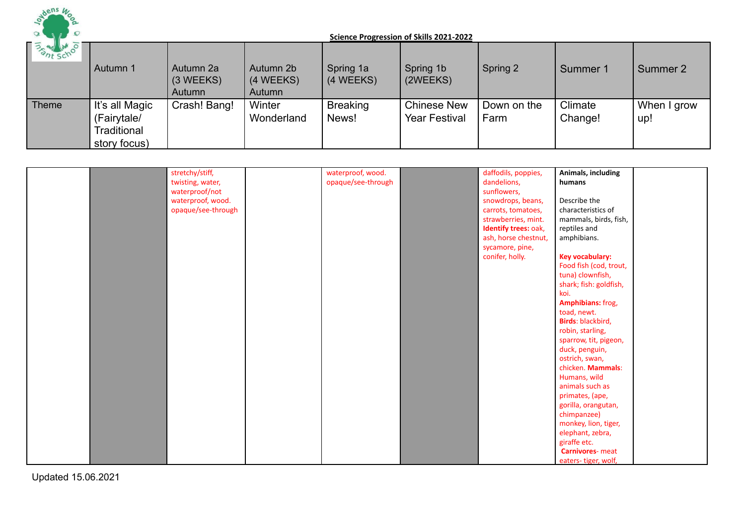**Science Progression of Skills 2021-2022**

| | Autumn 1 | Autumn 2a (3 WEEKS) Autumn | Autumn 2b (4 WEEKS) Autumn | Spring 1a (4 WEEKS) | Spring 1b (2WEEKS) | Spring 2 | Summer 1 | Summer 2 |
|---|---|---|---|---|---|---|---|---|
| Theme | It's all Magic (Fairytale/ Traditional story focus) | Crash! Bang! | Winter Wonderland | Breaking News! | Chinese New Year Festival | Down on the Farm | Climate Change! | When I grow up! |
| | | stretchy/stiff, twisting, water, waterproof/not waterproof, wood. opaque/see-through | | waterproof, wood. opaque/see-through | | daffodils, poppies, dandelions, sunflowers, snowdrops, beans, carrots, tomatoes, strawberries, mint. **Identify trees:** oak, ash, horse chestnut, sycamore, pine, conifer, holly. | **Animals, including humans**<br><br>Describe the characteristics of mammals, birds, fish, reptiles and amphibians.<br><br>**Key vocabulary:** Food fish (cod, trout, tuna) clownfish, shark; fish: goldfish, koi.<br>**Amphibians:** frog, toad, newt.<br>**Birds**: blackbird, robin, starling, sparrow, tit, pigeon, duck, penguin, ostrich, swan, chicken. **Mammals**: Humans, wild animals such as primates, (ape, gorilla, orangutan, chimpanzee) monkey, lion, tiger, elephant, zebra, giraffe etc.<br>**Carnivores**- meat eaters- tiger, wolf, | |

Updated 15.06.2021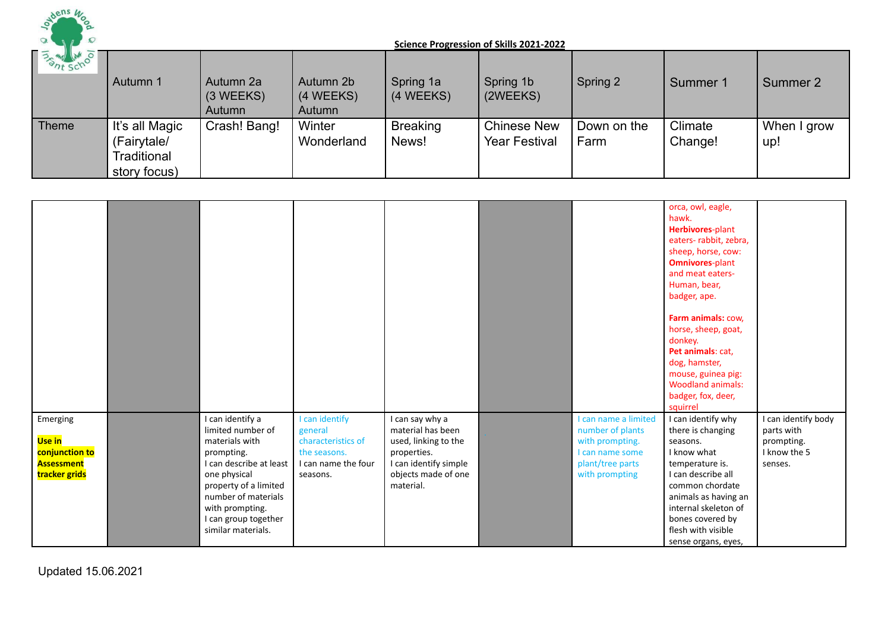**Science Progression of Skills 2021-2022**

| | Autumn 1 | Autumn 2a (3 WEEKS) Autumn | Autumn 2b (4 WEEKS) Autumn | Spring 1a (4 WEEKS) | Spring 1b (2WEEKS) | Spring 2 | Summer 1 | Summer 2 |
|---|---|---|---|---|---|---|---|---|
| Theme | It's all Magic (Fairytale/ Traditional story focus) | Crash! Bang! | Winter Wonderland | Breaking News! | Chinese New Year Festival | Down on the Farm | Climate Change! | When I grow up! |
| | | | | | | | orca, owl, eagle, hawk. **Herbivores**-plant eaters- rabbit, zebra, sheep, horse, cow: **Omnivores**-plant and meat eaters- Human, bear, badger, ape. **Farm animals:** cow, horse, sheep, goat, donkey. **Pet animals**: cat, dog, hamster, mouse, guinea pig: Woodland animals: badger, fox, deer, squirrel | |
| Emerging **Use in conjunction to Assessment tracker grids** | | I can identify a limited number of materials with prompting. I can describe at least one physical property of a limited number of materials with prompting. I can group together similar materials. | I can identify general characteristics of the seasons. I can name the four seasons. | I can say why a material has been used, linking to the properties. I can identify simple objects made of one material. | | I can name a limited number of plants with prompting. I can name some plant/tree parts with prompting | I can identify why there is changing seasons. I know what temperature is. I can describe all common chordate animals as having an internal skeleton of bones covered by flesh with visible sense organs, eyes, | I can identify body parts with prompting. I know the 5 senses. |

Updated 15.06.2021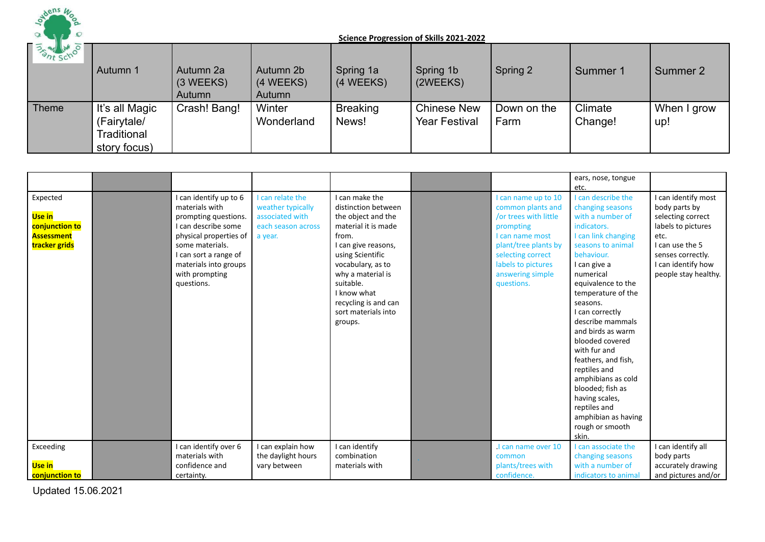Science Progression of Skills 2021-2022

| | Autumn 1 | Autumn 2a (3 WEEKS) Autumn | Autumn 2b (4 WEEKS) Autumn | Spring 1a (4 WEEKS) | Spring 1b (2WEEKS) | Spring 2 | Summer 1 | Summer 2 |
|---|---|---|---|---|---|---|---|---|
| Theme | It's all Magic (Fairytale/ Traditional story focus) | Crash! Bang! | Winter Wonderland | Breaking News! | Chinese New Year Festival | Down on the Farm | Climate Change! | When I grow up! |

| | | | | | | | | |
|---|---|---|---|---|---|---|---|---|
| | | | | | | | ears, nose, tongue etc. | |
| Expected<br><br>**Use in conjunction to Assessment tracker grids** | | I can identify up to 6 materials with prompting questions.<br>I can describe some physical properties of some materials.<br>I can sort a range of materials into groups with prompting questions. | I can relate the weather typically associated with each season across a year. | I can make the distinction between the object and the material it is made from.<br>I can give reasons, using Scientific vocabulary, as to why a material is suitable.<br>I know what recycling is and can sort materials into groups. | | I can name up to 10 common plants and /or trees with little prompting<br>I can name most plant/tree plants by selecting correct labels to pictures answering simple questions. | I can describe the changing seasons with a number of indicators.<br>I can link changing seasons to animal behaviour.<br>I can give a numerical equivalence to the temperature of the seasons.<br>I can correctly describe mammals and birds as warm blooded covered with fur and feathers, and fish, reptiles and amphibians as cold blooded; fish as having scales, reptiles and amphibian as having rough or smooth skin. | I can identify most body parts by selecting correct labels to pictures etc.<br>I can use the 5 senses correctly.<br>I can identify how people stay healthy. |
| Exceeding<br><br>**Use in conjunction to** | | I can identify over 6 materials with confidence and certainty. | I can explain how the daylight hours vary between | I can identify combination materials with | | .I can name over 10 common plants/trees with confidence. | I can associate the changing seasons with a number of indicators to animal | I can identify all body parts accurately drawing and pictures and/or |

Updated 15.06.2021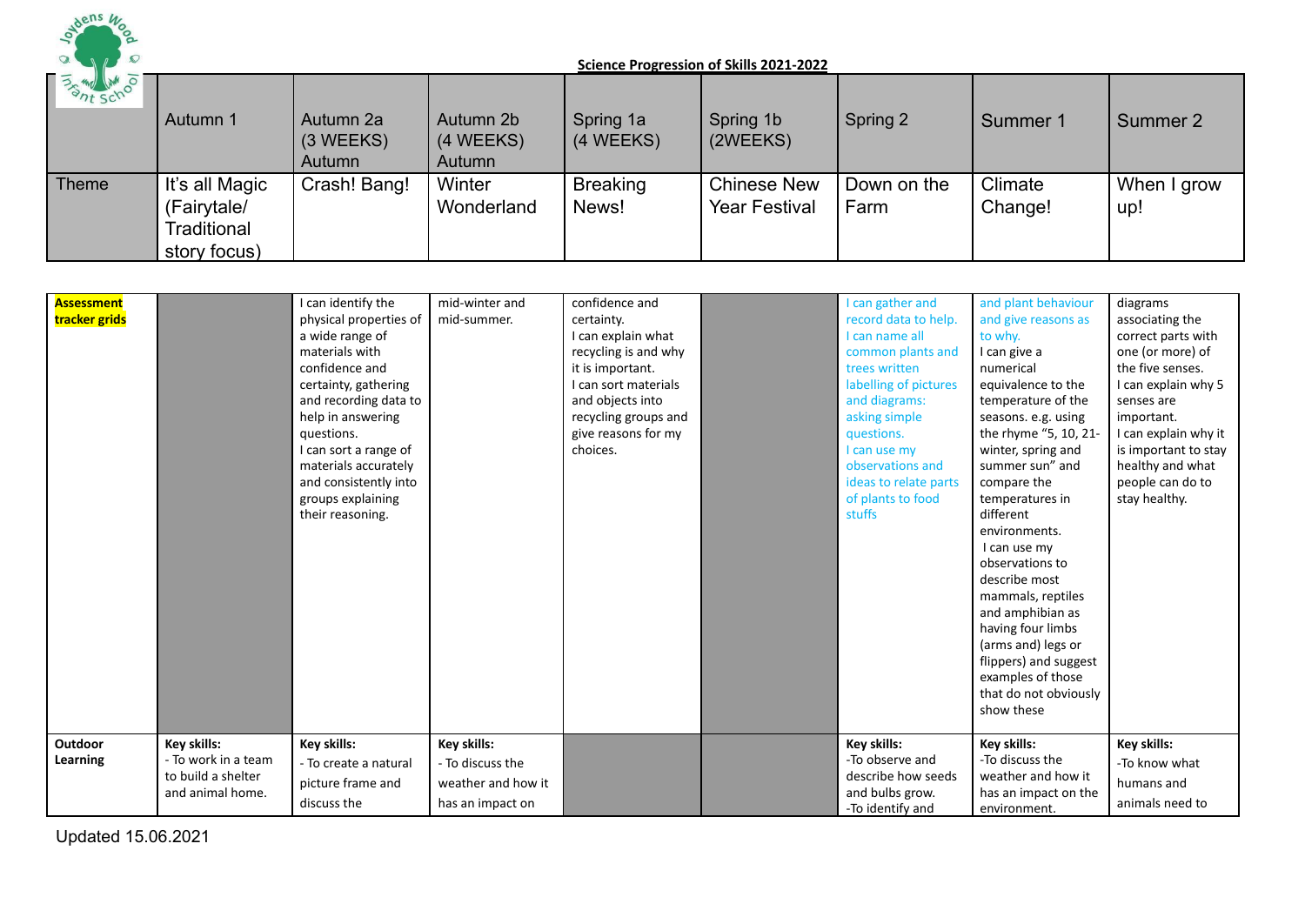**Science Progression of Skills 2021-2022**

| | Autumn 1 | Autumn 2a (3 WEEKS) Autumn | Autumn 2b (4 WEEKS) Autumn | Spring 1a (4 WEEKS) | Spring 1b (2WEEKS) | Spring 2 | Summer 1 | Summer 2 |
|---|---|---|---|---|---|---|---|---|
| Theme | It's all Magic (Fairytale/ Traditional story focus) | Crash! Bang! | Winter Wonderland | Breaking News! | Chinese New Year Festival | Down on the Farm | Climate Change! | When I grow up! |

| **Assessment tracker grids** | | I can identify the physical properties of a wide range of materials with confidence and certainty, gathering and recording data to help in answering questions. I can sort a range of materials accurately and consistently into groups explaining their reasoning. | mid-winter and mid-summer. | confidence and certainty. I can explain what recycling is and why it is important. I can sort materials and objects into recycling groups and give reasons for my choices. | | I can gather and record data to help. I can name all common plants and trees written labelling of pictures and diagrams: asking simple questions. I can use my observations and ideas to relate parts of plants to food stuffs | and plant behaviour and give reasons as to why. I can give a numerical equivalence to the temperature of the seasons. e.g. using the rhyme "5, 10, 21- winter, spring and summer sun" and compare the temperatures in different environments. I can use my observations to describe most mammals, reptiles and amphibian as having four limbs (arms and) legs or flippers) and suggest examples of those that do not obviously show these | diagrams associating the correct parts with one (or more) of the five senses. I can explain why 5 senses are important. I can explain why it is important to stay healthy and what people can do to stay healthy. |
|---|---|---|---|---|---|---|---|---|
| **Outdoor Learning** | **Key skills:** - To work in a team to build a shelter and animal home. | **Key skills:** - To create a natural picture frame and discuss the | **Key skills:** - To discuss the weather and how it has an impact on | | | **Key skills:** -To observe and describe how seeds and bulbs grow. -To identify and | **Key skills:** -To discuss the weather and how it has an impact on the environment. | **Key skills:** -To know what humans and animals need to |

Updated 15.06.2021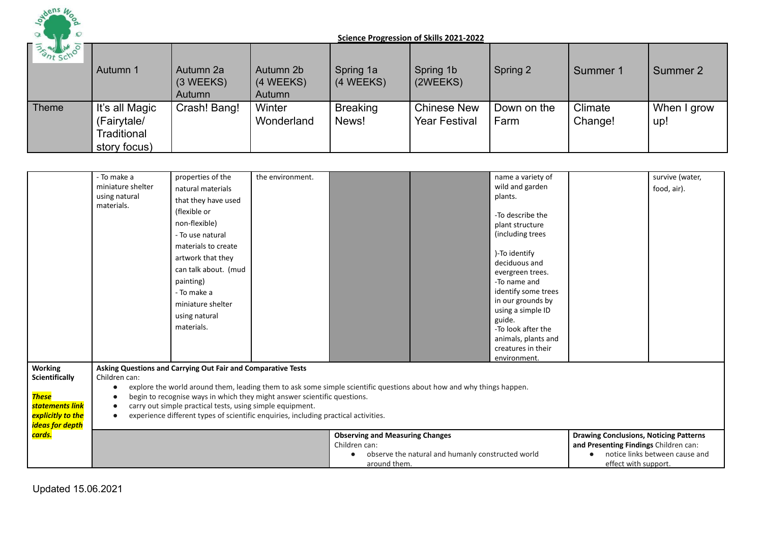**Science Progression of Skills 2021-2022**

| | Autumn 1 | Autumn 2a (3 WEEKS) Autumn | Autumn 2b (4 WEEKS) Autumn | Spring 1a (4 WEEKS) | Spring 1b (2WEEKS) | Spring 2 | Summer 1 | Summer 2 |
|---|---|---|---|---|---|---|---|---|
| Theme | It's all Magic (Fairytale/ Traditional story focus) | Crash! Bang! | Winter Wonderland | Breaking News! | Chinese New Year Festival | Down on the Farm | Climate Change! | When I grow up! |
| | - To make a miniature shelter using natural materials. | properties of the natural materials that they have used (flexible or non-flexible)<br>- To use natural materials to create artwork that they can talk about. (mud painting)<br>- To make a miniature shelter using natural materials. | the environment. | | | name a variety of wild and garden plants.<br>-To describe the plant structure (including trees<br>)-To identify deciduous and evergreen trees.<br>-To name and identify some trees in our grounds by using a simple ID guide.<br>-To look after the animals, plants and creatures in their environment. | | survive (water, food, air). |
| **Working Scientifically**<br><br>***These statements link explicitly to the ideas for depth cards.*** | **Asking Questions and Carrying Out Fair and Comparative Tests**<br>Children can:<br>• explore the world around them, leading them to ask some simple scientific questions about how and why things happen.<br>• begin to recognise ways in which they might answer scientific questions.<br>• carry out simple practical tests, using simple equipment.<br>• experience different types of scientific enquiries, including practical activities. | | | | | | | |
| | | | | **Observing and Measuring Changes**<br>Children can:<br>• observe the natural and humanly constructed world around them. | | | **Drawing Conclusions, Noticing Patterns and Presenting Findings** Children can:<br>• notice links between cause and effect with support. | |

Updated 15.06.2021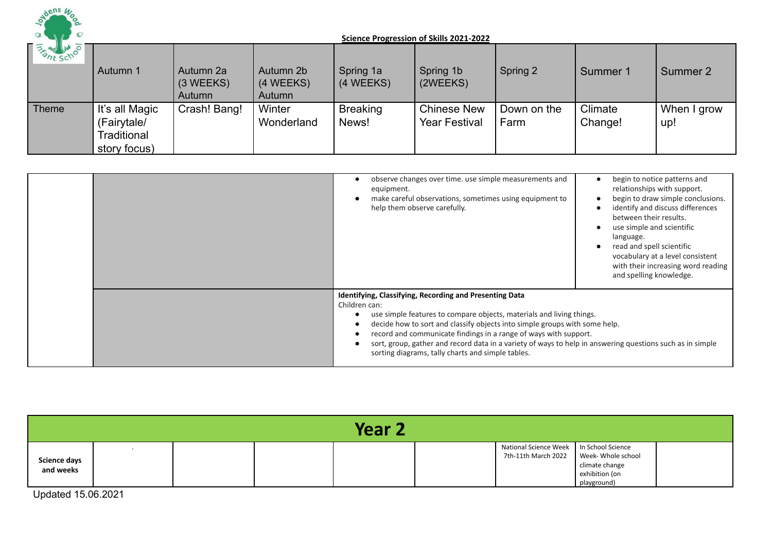**Science Progression of Skills 2021-2022**

| | Autumn 1 | Autumn 2a (3 WEEKS) Autumn | Autumn 2b (4 WEEKS) Autumn | Spring 1a (4 WEEKS) | Spring 1b (2WEEKS) | Spring 2 | Summer 1 | Summer 2 |
|---|---|---|---|---|---|---|---|---|
| Theme | It's all Magic (Fairytale/ Traditional story focus) | Crash! Bang! | Winter Wonderland | Breaking News! | Chinese New Year Festival | Down on the Farm | Climate Change! | When I grow up! |

| | | | |
|---|---|---|---|
| | | • observe changes over time. use simple measurements and equipment.<br>• make careful observations, sometimes using equipment to help them observe carefully. | • begin to notice patterns and relationships with support.<br>• begin to draw simple conclusions.<br>• identify and discuss differences between their results.<br>• use simple and scientific language.<br>• read and spell scientific vocabulary at a level consistent with their increasing word reading and spelling knowledge. |
| | | **Identifying, Classifying, Recording and Presenting Data**<br>Children can:<br>• use simple features to compare objects, materials and living things.<br>• decide how to sort and classify objects into simple groups with some help.<br>• record and communicate findings in a range of ways with support.<br>• sort, group, gather and record data in a variety of ways to help in answering questions such as in simple sorting diagrams, tally charts and simple tables. | |

## Year 2

| | | | | | | | | |
|---|---|---|---|---|---|---|---|---|
| **Science days and weeks** | . | | | | | National Science Week 7th-11th March 2022 | In School Science Week- Whole school climate change exhibition (on playground) | |

Updated 15.06.2021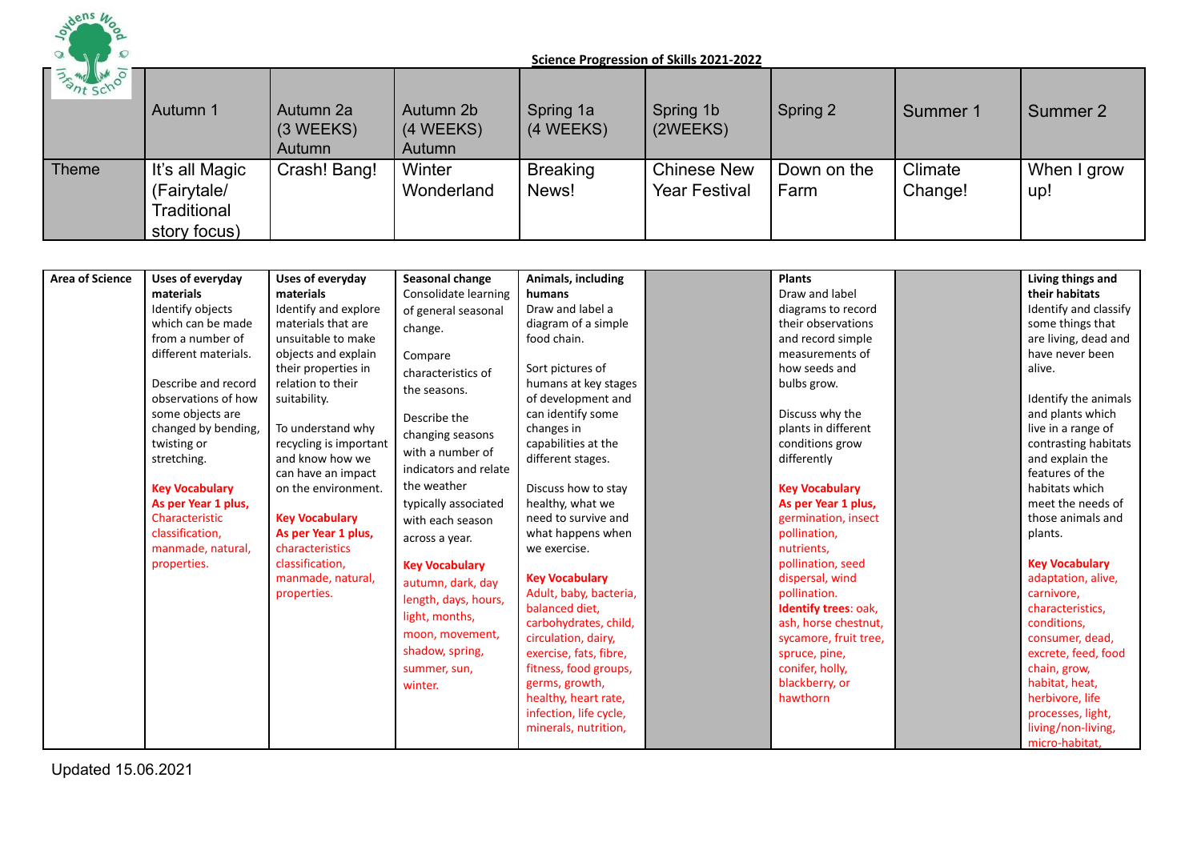**Science Progression of Skills 2021-2022**

| | Autumn 1 | Autumn 2a (3 WEEKS) Autumn | Autumn 2b (4 WEEKS) Autumn | Spring 1a (4 WEEKS) | Spring 1b (2WEEKS) | Spring 2 | Summer 1 | Summer 2 |
|---|---|---|---|---|---|---|---|---|
| Theme | It's all Magic (Fairytale/ Traditional story focus) | Crash! Bang! | Winter Wonderland | Breaking News! | Chinese New Year Festival | Down on the Farm | Climate Change! | When I grow up! |

| Area of Science | | | | | | | | |
|---|---|---|---|---|---|---|---|---|
| | **Uses of everyday materials**<br>Identify objects which can be made from a number of different materials.<br><br>Describe and record observations of how some objects are changed by bending, twisting or stretching.<br><br>**Key Vocabulary**<br>**As per Year 1 plus,**<br>Characteristic classification, manmade, natural, properties. | **Uses of everyday materials**<br>Identify and explore materials that are unsuitable to make objects and explain their properties in relation to their suitability.<br><br>To understand why recycling is important and know how we can have an impact on the environment.<br><br>**Key Vocabulary**<br>**As per Year 1 plus,**<br>characteristics classification, manmade, natural, properties. | **Seasonal change**<br>Consolidate learning of general seasonal change.<br><br>Compare characteristics of the seasons.<br><br>Describe the changing seasons with a number of indicators and relate the weather typically associated with each season across a year.<br><br>**Key Vocabulary**<br>autumn, dark, day length, days, hours, light, months, moon, movement, shadow, spring, summer, sun, winter. | **Animals, including humans**<br>Draw and label a diagram of a simple food chain.<br><br>Sort pictures of humans at key stages of development and can identify some changes in capabilities at the different stages.<br><br>Discuss how to stay healthy, what we need to survive and what happens when we exercise.<br><br>**Key Vocabulary**<br>Adult, baby, bacteria, balanced diet, carbohydrates, child, circulation, dairy, exercise, fats, fibre, fitness, food groups, germs, growth, healthy, heart rate, infection, life cycle, minerals, nutrition, | | **Plants**<br>Draw and label diagrams to record their observations and record simple measurements of how seeds and bulbs grow.<br><br>Discuss why the plants in different conditions grow differently<br><br>**Key Vocabulary**<br>**As per Year 1 plus,**<br>germination, insect pollination, nutrients, pollination, seed dispersal, wind pollination.<br>**Identify trees**: oak, ash, horse chestnut, sycamore, fruit tree, spruce, pine, conifer, holly, blackberry, or hawthorn | | **Living things and their habitats**<br>Identify and classify some things that are living, dead and have never been alive.<br><br>Identify the animals and plants which live in a range of contrasting habitats and explain the features of the habitats which meet the needs of those animals and plants.<br><br>**Key Vocabulary**<br>adaptation, alive, carnivore, characteristics, conditions, consumer, dead, excrete, feed, food chain, grow, habitat, heat, herbivore, life processes, light, living/non-living, micro-habitat, |

Updated 15.06.2021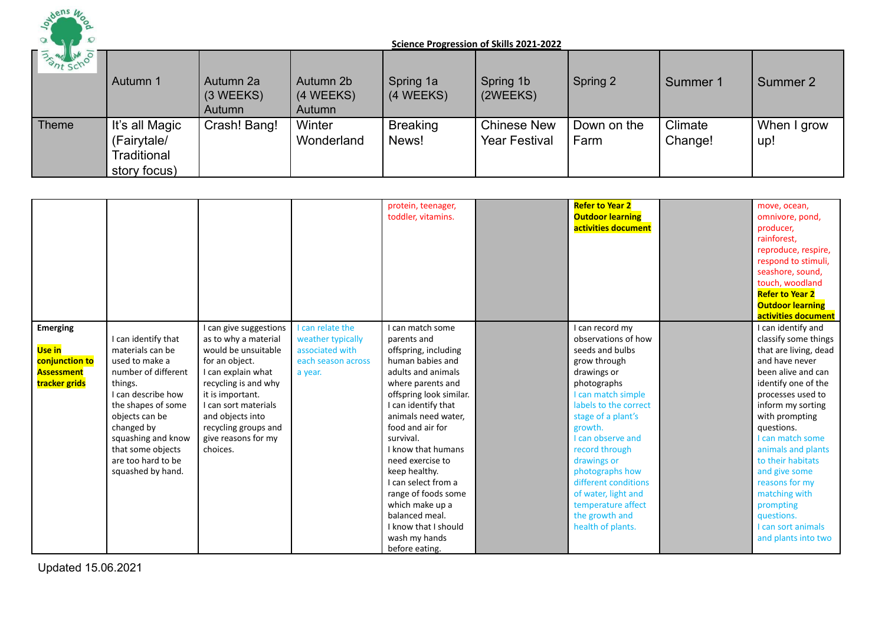**Science Progression of Skills 2021-2022**

| | Autumn 1 | Autumn 2a (3 WEEKS) Autumn | Autumn 2b (4 WEEKS) Autumn | Spring 1a (4 WEEKS) | Spring 1b (2WEEKS) | Spring 2 | Summer 1 | Summer 2 |
|---|---|---|---|---|---|---|---|---|
| Theme | It's all Magic (Fairytale/ Traditional story focus) | Crash! Bang! | Winter Wonderland | Breaking News! | Chinese New Year Festival | Down on the Farm | Climate Change! | When I grow up! |
| | | | | protein, teenager, toddler, vitamins. | | **Refer to Year 2 Outdoor learning activities document** | | move, ocean, omnivore, pond, producer, rainforest, reproduce, respire, respond to stimuli, seashore, sound, touch, woodland **Refer to Year 2 Outdoor learning activities document** |
| **Emerging** **Use in conjunction to Assessment tracker grids** | I can identify that materials can be used to make a number of different things. I can describe how the shapes of some objects can be changed by squashing and know that some objects are too hard to be squashed by hand. | I can give suggestions as to why a material would be unsuitable for an object. I can explain what recycling is and why it is important. I can sort materials and objects into recycling groups and give reasons for my choices. | I can relate the weather typically associated with each season across a year. | I can match some parents and offspring, including human babies and adults and animals where parents and offspring look similar. I can identify that animals need water, food and air for survival. I know that humans need exercise to keep healthy. I can select from a range of foods some which make up a balanced meal. I know that I should wash my hands before eating. | | I can record my observations of how seeds and bulbs grow through drawings or photographs I can match simple labels to the correct stage of a plant's growth. I can observe and record through drawings or photographs how different conditions of water, light and temperature affect the growth and health of plants. | | I can identify and classify some things that are living, dead and have never been alive and can identify one of the processes used to inform my sorting with prompting questions. I can match some animals and plants to their habitats and give some reasons for my matching with prompting questions. I can sort animals and plants into two |

Updated 15.06.2021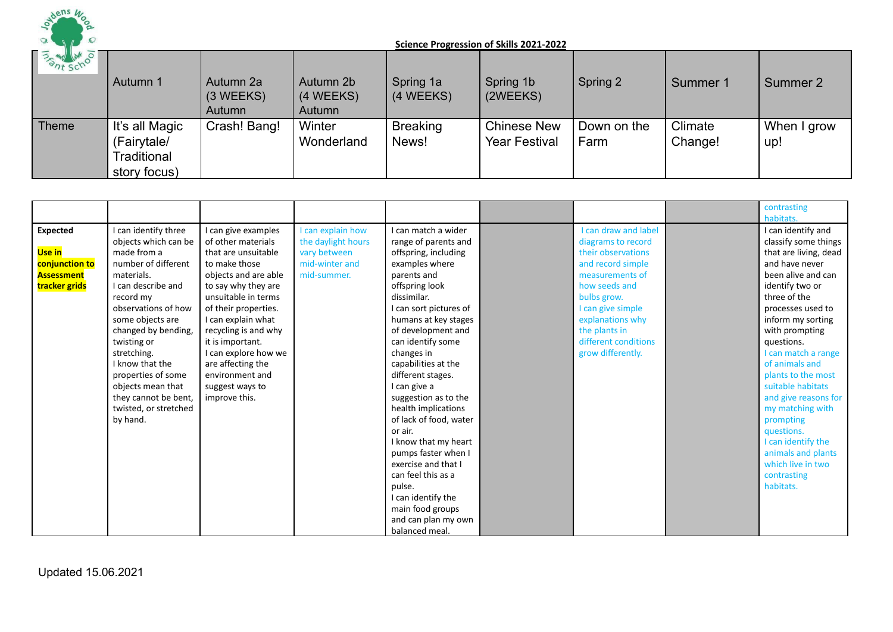**Science Progression of Skills 2021-2022**

| | Autumn 1 | Autumn 2a (3 WEEKS) Autumn | Autumn 2b (4 WEEKS) Autumn | Spring 1a (4 WEEKS) | Spring 1b (2WEEKS) | Spring 2 | Summer 1 | Summer 2 |
|---|---|---|---|---|---|---|---|---|
| Theme | It's all Magic (Fairytale/ Traditional story focus) | Crash! Bang! | Winter Wonderland | Breaking News! | Chinese New Year Festival | Down on the Farm | Climate Change! | When I grow up! |

| | | | | | | | | |
|---|---|---|---|---|---|---|---|---|
| | | | | | | | | contrasting habitats. |
| **Expected** **Use in conjunction to Assessment tracker grids** | I can identify three objects which can be made from a number of different materials. I can describe and record my observations of how some objects are changed by bending, twisting or stretching. I know that the properties of some objects mean that they cannot be bent, twisted, or stretched by hand. | I can give examples of other materials that are unsuitable to make those objects and are able to say why they are unsuitable in terms of their properties. I can explain what recycling is and why it is important. I can explore how we are affecting the environment and suggest ways to improve this. | I can explain how the daylight hours vary between mid-winter and mid-summer. | I can match a wider range of parents and offspring, including examples where parents and offspring look dissimilar. I can sort pictures of humans at key stages of development and can identify some changes in capabilities at the different stages. I can give a suggestion as to the health implications of lack of food, water or air. I know that my heart pumps faster when I exercise and that I can feel this as a pulse. I can identify the main food groups and can plan my own balanced meal. | | I can draw and label diagrams to record their observations and record simple measurements of how seeds and bulbs grow. I can give simple explanations why the plants in different conditions grow differently. | | I can identify and classify some things that are living, dead and have never been alive and can identify two or three of the processes used to inform my sorting with prompting questions. I can match a range of animals and plants to the most suitable habitats and give reasons for my matching with prompting questions. I can identify the animals and plants which live in two contrasting habitats. |

Updated 15.06.2021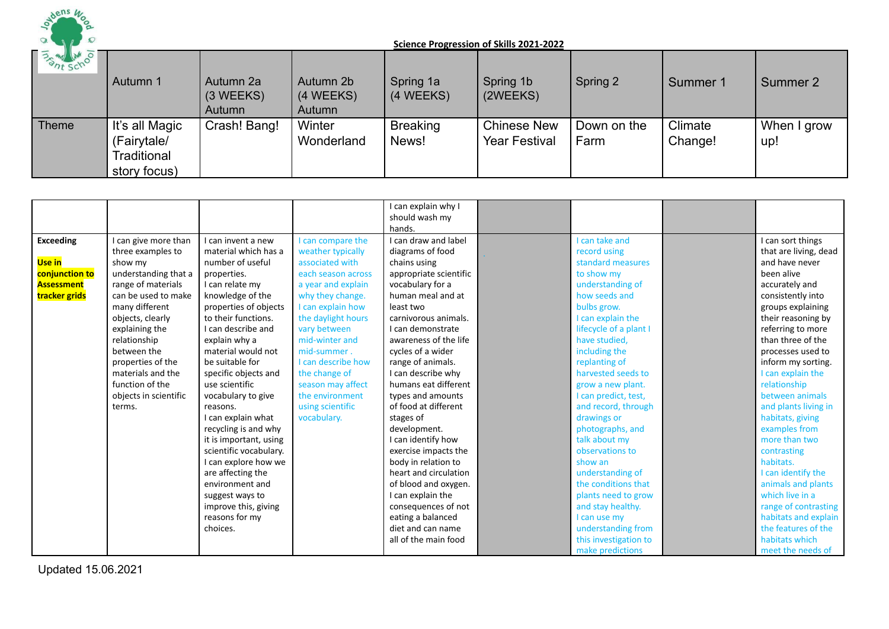**Science Progression of Skills 2021-2022**

| | Autumn 1 | Autumn 2a (3 WEEKS) Autumn | Autumn 2b (4 WEEKS) Autumn | Spring 1a (4 WEEKS) | Spring 1b (2WEEKS) | Spring 2 | Summer 1 | Summer 2 |
|---|---|---|---|---|---|---|---|---|
| Theme | It's all Magic (Fairytale/ Traditional story focus) | Crash! Bang! | Winter Wonderland | Breaking News! | Chinese New Year Festival | Down on the Farm | Climate Change! | When I grow up! |

| | | | | | | | | |
|---|---|---|---|---|---|---|---|---|
| | | | | I can explain why I should wash my hands. | | | | |
| **Exceeding** **Use in conjunction to Assessment tracker grids** | I can give more than three examples to show my understanding that a range of materials can be used to make many different objects, clearly explaining the relationship between the properties of the materials and the function of the objects in scientific terms. | I can invent a new material which has a number of useful properties. I can relate my knowledge of the properties of objects to their functions. I can describe and explain why a material would not be suitable for specific objects and use scientific vocabulary to give reasons. I can explain what recycling is and why it is important, using scientific vocabulary. I can explore how we are affecting the environment and suggest ways to improve this, giving reasons for my choices. | I can compare the weather typically associated with each season across a year and explain why they change. I can explain how the daylight hours vary between mid-winter and mid-summer . I can describe how the change of season may affect the environment using scientific vocabulary. | I can draw and label diagrams of food chains using appropriate scientific vocabulary for a human meal and at least two carnivorous animals. I can demonstrate awareness of the life cycles of a wider range of animals. I can describe why humans eat different types and amounts of food at different stages of development. I can identify how exercise impacts the body in relation to heart and circulation of blood and oxygen. I can explain the consequences of not eating a balanced diet and can name all of the main food | . | I can take and record using standard measures to show my understanding of how seeds and bulbs grow. I can explain the lifecycle of a plant I have studied, including the replanting of harvested seeds to grow a new plant. I can predict, test, and record, through drawings or photographs, and talk about my observations to show an understanding of the conditions that plants need to grow and stay healthy. I can use my understanding from this investigation to make predictions | | I can sort things that are living, dead and have never been alive accurately and consistently into groups explaining their reasoning by referring to more than three of the processes used to inform my sorting. I can explain the relationship between animals and plants living in habitats, giving examples from more than two contrasting habitats. I can identify the animals and plants which live in a range of contrasting habitats and explain the features of the habitats which meet the needs of |

Updated 15.06.2021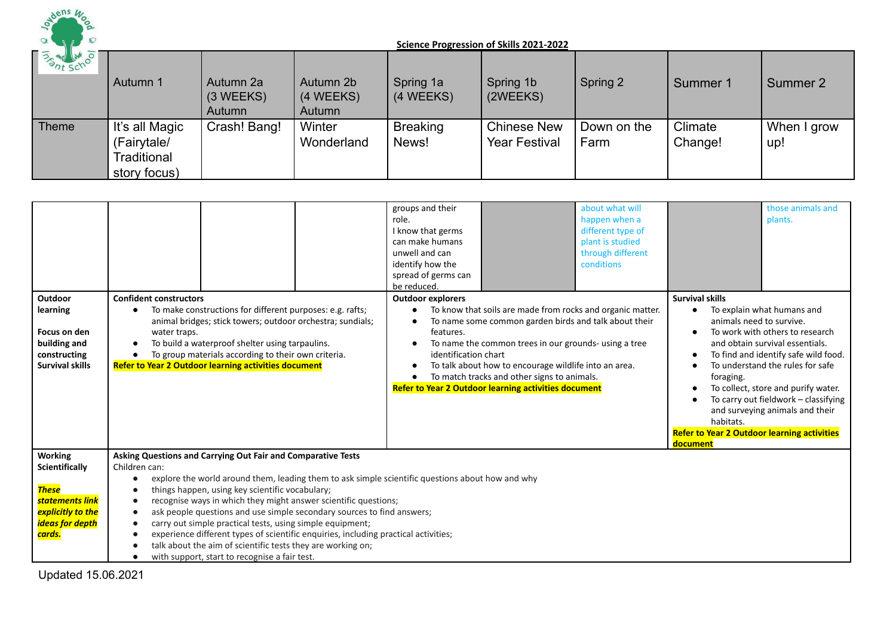**Science Progression of Skills 2021-2022**

| | Autumn 1 | Autumn 2a (3 WEEKS) Autumn | Autumn 2b (4 WEEKS) Autumn | Spring 1a (4 WEEKS) | Spring 1b (2WEEKS) | Spring 2 | Summer 1 | Summer 2 |
|---|---|---|---|---|---|---|---|---|
| Theme | It's all Magic (Fairytale/ Traditional story focus) | Crash! Bang! | Winter Wonderland | Breaking News! | Chinese New Year Festival | Down on the Farm | Climate Change! | When I grow up! |
| | | | | groups and their role. I know that germs can make humans unwell and can identify how the spread of germs can be reduced. | | about what will happen when a different type of plant is studied through different conditions | | those animals and plants. |
| **Outdoor learning** **Focus on den building and constructing** **Survival skills** | **Confident constructors** <br>• To make constructions for different purposes: e.g. rafts; animal bridges; stick towers; outdoor orchestra; sundials; water traps. <br>• To build a waterproof shelter using tarpaulins. <br>• To group materials according to their own criteria. <br>**Refer to Year 2 Outdoor learning activities document** | | | **Outdoor explorers** <br>• To know that soils are made from rocks and organic matter. <br>• To name some common garden birds and talk about their features. <br>• To name the common trees in our grounds- using a tree identification chart <br>• To talk about how to encourage wildlife into an area. <br>• To match tracks and other signs to animals. <br>**Refer to Year 2 Outdoor learning activities document** | | | **Survival skills** <br>• To explain what humans and animals need to survive. <br>• To work with others to research and obtain survival essentials. <br>• To find and identify safe wild food. <br>• To understand the rules for safe foraging. <br>• To collect, store and purify water. <br>• To carry out fieldwork – classifying and surveying animals and their habitats. <br>**Refer to Year 2 Outdoor learning activities document** | |
| **Working Scientifically** <br>***These statements link explicitly to the ideas for depth cards.*** | **Asking Questions and Carrying Out Fair and Comparative Tests** <br>Children can: <br>• explore the world around them, leading them to ask simple scientific questions about how and why things happen, using key scientific vocabulary; <br>• recognise ways in which they might answer scientific questions; <br>• ask people questions and use simple secondary sources to find answers; <br>• carry out simple practical tests, using simple equipment; <br>• experience different types of scientific enquiries, including practical activities; <br>• talk about the aim of scientific tests they are working on; <br>• with support, start to recognise a fair test. | | | | | | | |

Updated 15.06.2021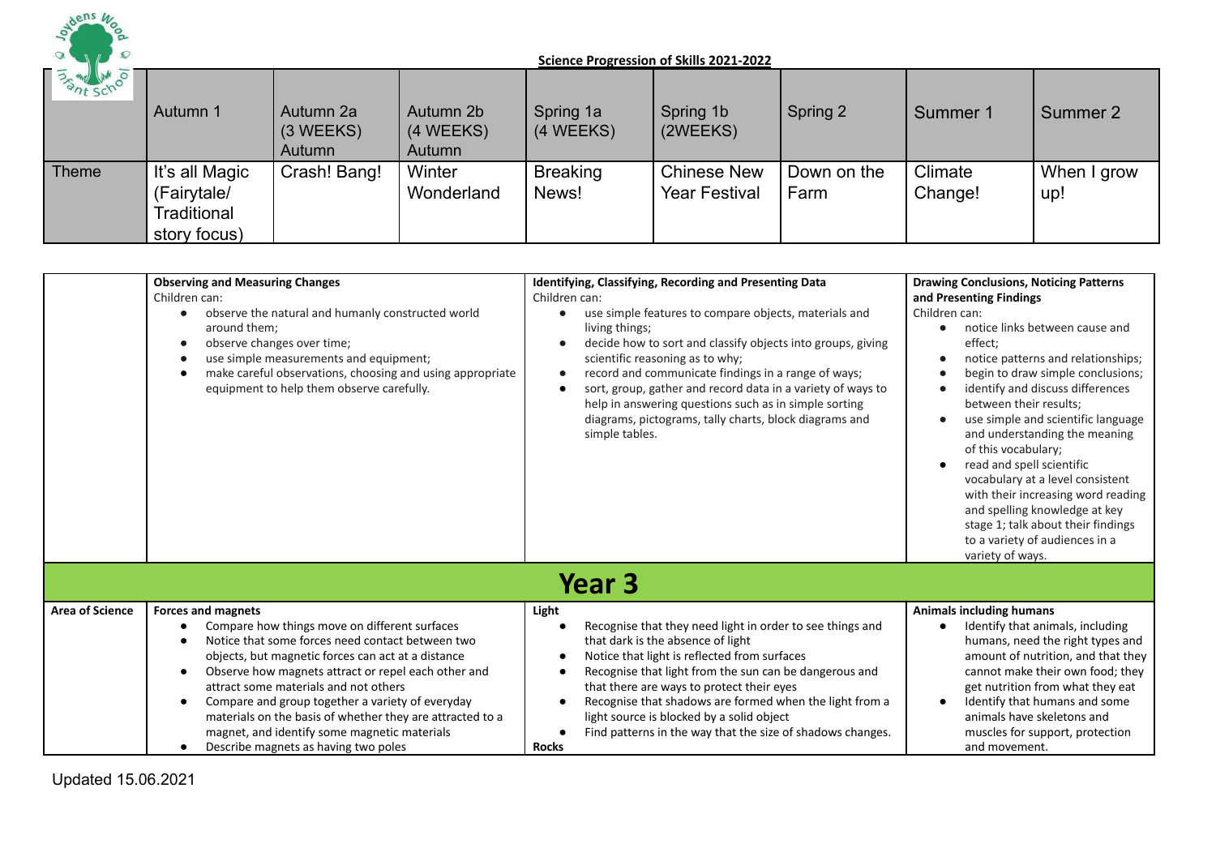**Science Progression of Skills 2021-2022**

| | Autumn 1 | Autumn 2a (3 WEEKS) Autumn | Autumn 2b (4 WEEKS) Autumn | Spring 1a (4 WEEKS) | Spring 1b (2WEEKS) | Spring 2 | Summer 1 | Summer 2 |
|---|---|---|---|---|---|---|---|---|
| Theme | It's all Magic (Fairytale/ Traditional story focus) | Crash! Bang! | Winter Wonderland | Breaking News! | Chinese New Year Festival | Down on the Farm | Climate Change! | When I grow up! |

| | Observing and Measuring Changes | Identifying, Classifying, Recording and Presenting Data | Drawing Conclusions, Noticing Patterns and Presenting Findings |
|---|---|---|---|
| | Children can: <br>• observe the natural and humanly constructed world around them;<br>• observe changes over time;<br>• use simple measurements and equipment;<br>• make careful observations, choosing and using appropriate equipment to help them observe carefully. | Children can: <br>• use simple features to compare objects, materials and living things;<br>• decide how to sort and classify objects into groups, giving scientific reasoning as to why;<br>• record and communicate findings in a range of ways;<br>• sort, group, gather and record data in a variety of ways to help in answering questions such as in simple sorting diagrams, pictograms, tally charts, block diagrams and simple tables. | Children can: <br>• notice links between cause and effect;<br>• notice patterns and relationships;<br>• begin to draw simple conclusions;<br>• identify and discuss differences between their results;<br>• use simple and scientific language and understanding the meaning of this vocabulary;<br>• read and spell scientific vocabulary at a level consistent with their increasing word reading and spelling knowledge at key stage 1; talk about their findings to a variety of audiences in a variety of ways. |
| **Year 3** | | | |
| **Area of Science** | **Forces and magnets**<br>• Compare how things move on different surfaces<br>• Notice that some forces need contact between two objects, but magnetic forces can act at a distance<br>• Observe how magnets attract or repel each other and attract some materials and not others<br>• Compare and group together a variety of everyday materials on the basis of whether they are attracted to a magnet, and identify some magnetic materials<br>• Describe magnets as having two poles | **Light**<br>• Recognise that they need light in order to see things and that dark is the absence of light<br>• Notice that light is reflected from surfaces<br>• Recognise that light from the sun can be dangerous and that there are ways to protect their eyes<br>• Recognise that shadows are formed when the light from a light source is blocked by a solid object<br>• Find patterns in the way that the size of shadows changes.<br>**Rocks** | **Animals including humans**<br>• Identify that animals, including humans, need the right types and amount of nutrition, and that they cannot make their own food; they get nutrition from what they eat<br>• Identify that humans and some animals have skeletons and muscles for support, protection and movement. |

Updated 15.06.2021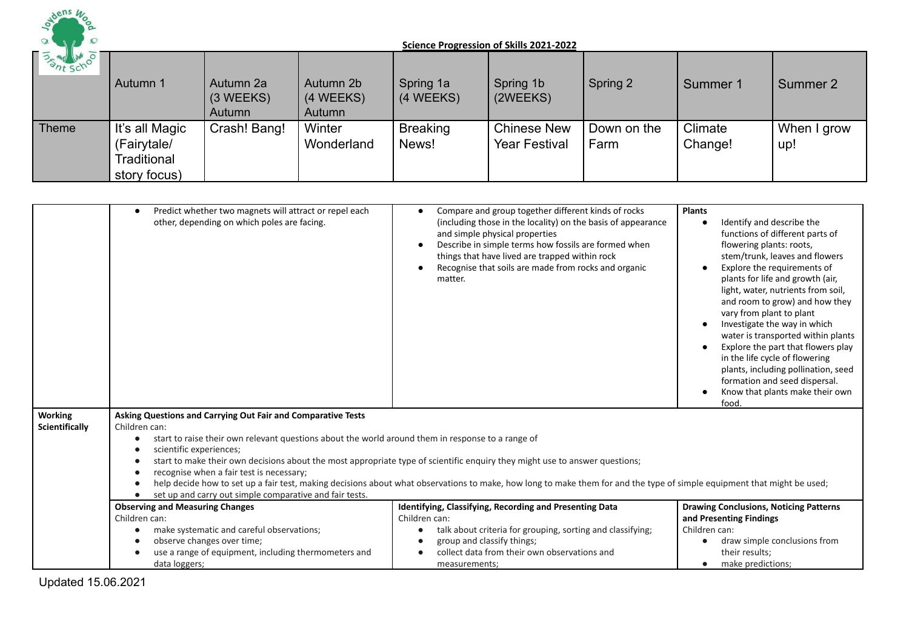**Science Progression of Skills 2021-2022**

| | Autumn 1 | Autumn 2a (3 WEEKS) Autumn | Autumn 2b (4 WEEKS) Autumn | Spring 1a (4 WEEKS) | Spring 1b (2WEEKS) | Spring 2 | Summer 1 | Summer 2 |
|---|---|---|---|---|---|---|---|---|
| Theme | It's all Magic (Fairytale/ Traditional story focus) | Crash! Bang! | Winter Wonderland | Breaking News! | Chinese New Year Festival | Down on the Farm | Climate Change! | When I grow up! |

| | | | |
|---|---|---|---|
| | • Predict whether two magnets will attract or repel each other, depending on which poles are facing. | • Compare and group together different kinds of rocks (including those in the locality) on the basis of appearance and simple physical properties<br>• Describe in simple terms how fossils are formed when things that have lived are trapped within rock<br>• Recognise that soils are made from rocks and organic matter. | **Plants**<br>• Identify and describe the functions of different parts of flowering plants: roots, stem/trunk, leaves and flowers<br>• Explore the requirements of plants for life and growth (air, light, water, nutrients from soil, and room to grow) and how they vary from plant to plant<br>• Investigate the way in which water is transported within plants<br>• Explore the part that flowers play in the life cycle of flowering plants, including pollination, seed formation and seed dispersal.<br>• Know that plants make their own food. |
| **Working Scientifically** | **Asking Questions and Carrying Out Fair and Comparative Tests**<br>Children can:<br>• start to raise their own relevant questions about the world around them in response to a range of<br>• scientific experiences;<br>• start to make their own decisions about the most appropriate type of scientific enquiry they might use to answer questions;<br>• recognise when a fair test is necessary;<br>• help decide how to set up a fair test, making decisions about what observations to make, how long to make them for and the type of simple equipment that might be used;<br>• set up and carry out simple comparative and fair tests. | | |
| | **Observing and Measuring Changes**<br>Children can:<br>• make systematic and careful observations;<br>• observe changes over time;<br>• use a range of equipment, including thermometers and data loggers; | **Identifying, Classifying, Recording and Presenting Data**<br>Children can:<br>• talk about criteria for grouping, sorting and classifying;<br>• group and classify things;<br>• collect data from their own observations and measurements; | **Drawing Conclusions, Noticing Patterns and Presenting Findings**<br>Children can:<br>• draw simple conclusions from their results;<br>• make predictions; |

Updated 15.06.2021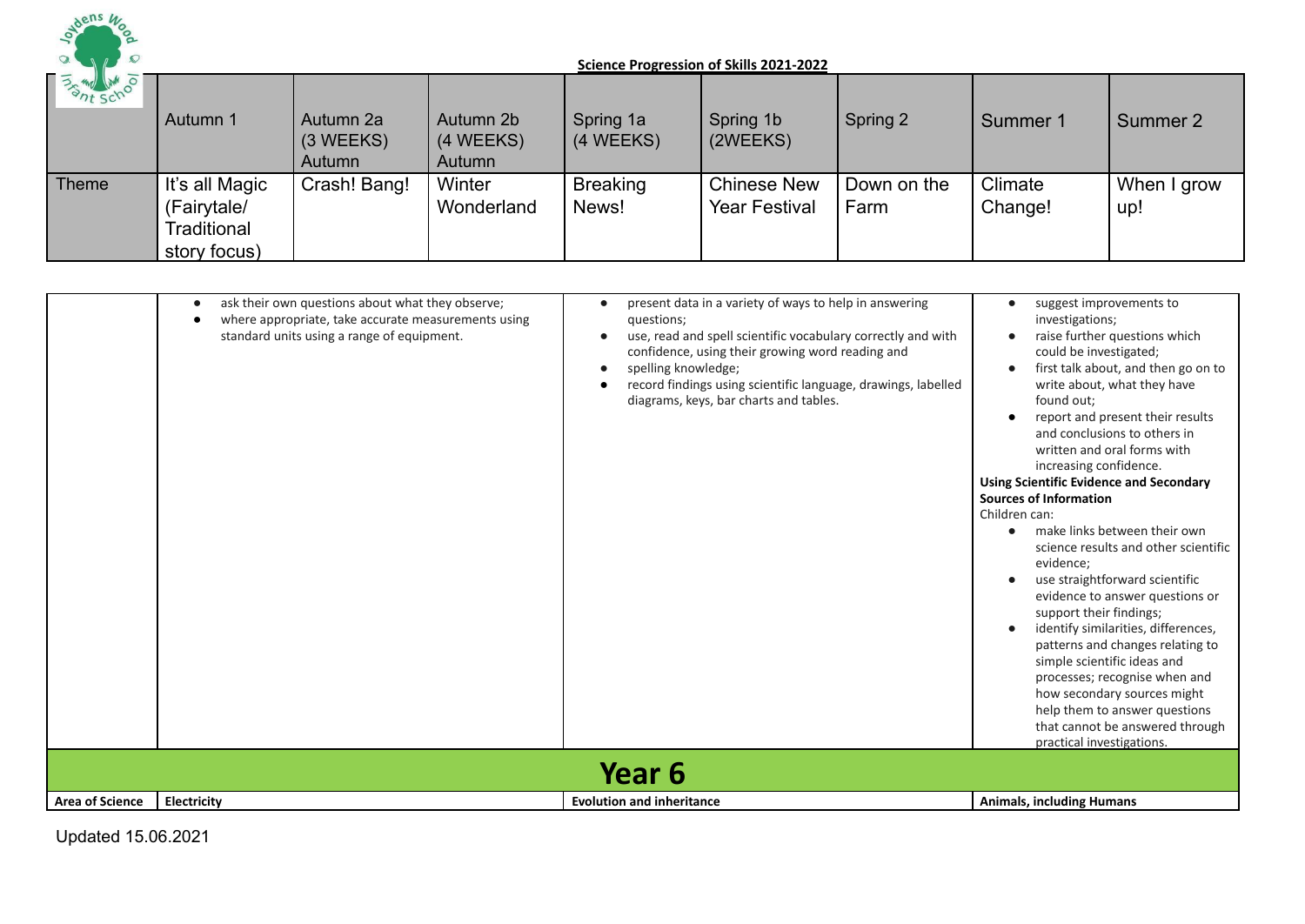**Science Progression of Skills 2021-2022**

| | Autumn 1 | Autumn 2a (3 WEEKS) Autumn | Autumn 2b (4 WEEKS) Autumn | Spring 1a (4 WEEKS) | Spring 1b (2WEEKS) | Spring 2 | Summer 1 | Summer 2 |
|---|---|---|---|---|---|---|---|---|
| Theme | It's all Magic (Fairytale/ Traditional story focus) | Crash! Bang! | Winter Wonderland | Breaking News! | Chinese New Year Festival | Down on the Farm | Climate Change! | When I grow up! |

| | | | |
|---|---|---|---|
| | • ask their own questions about what they observe;<br>• where appropriate, take accurate measurements using standard units using a range of equipment. | • present data in a variety of ways to help in answering questions;<br>• use, read and spell scientific vocabulary correctly and with confidence, using their growing word reading and<br>• spelling knowledge;<br>• record findings using scientific language, drawings, labelled diagrams, keys, bar charts and tables. | • suggest improvements to investigations;<br>• raise further questions which could be investigated;<br>• first talk about, and then go on to write about, what they have found out;<br>• report and present their results and conclusions to others in written and oral forms with increasing confidence.<br>**Using Scientific Evidence and Secondary Sources of Information**<br>Children can:<br>• make links between their own science results and other scientific evidence;<br>• use straightforward scientific evidence to answer questions or support their findings;<br>• identify similarities, differences, patterns and changes relating to simple scientific ideas and processes; recognise when and how secondary sources might help them to answer questions that cannot be answered through practical investigations. |
| **Year 6** | | | |
| **Area of Science** | **Electricity** | **Evolution and inheritance** | **Animals, including Humans** |

Updated 15.06.2021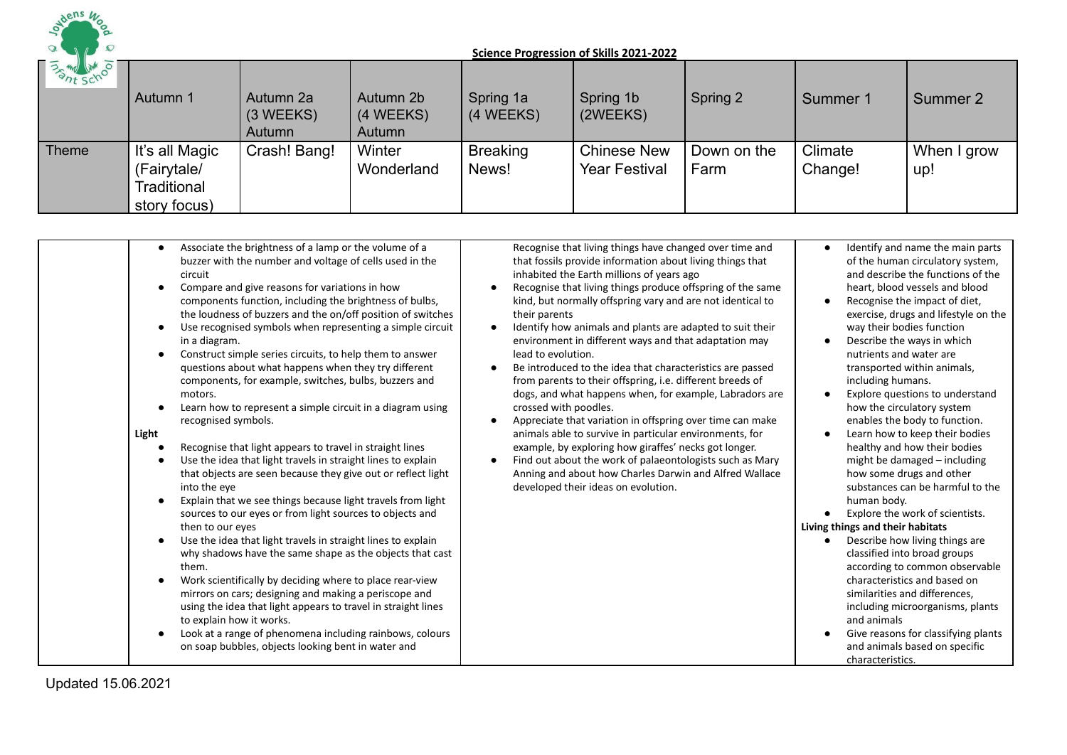**Science Progression of Skills 2021-2022**

| | Autumn 1 | Autumn 2a (3 WEEKS) Autumn | Autumn 2b (4 WEEKS) Autumn | Spring 1a (4 WEEKS) | Spring 1b (2WEEKS) | Spring 2 | Summer 1 | Summer 2 |
|---|---|---|---|---|---|---|---|---|
| Theme | It's all Magic (Fairytale/ Traditional story focus) | Crash! Bang! | Winter Wonderland | Breaking News! | Chinese New Year Festival | Down on the Farm | Climate Change! | When I grow up! |

| | | | |
|---|---|---|---|
| | • Associate the brightness of a lamp or the volume of a buzzer with the number and voltage of cells used in the circuit<br>• Compare and give reasons for variations in how components function, including the brightness of bulbs, the loudness of buzzers and the on/off position of switches<br>• Use recognised symbols when representing a simple circuit in a diagram.<br>• Construct simple series circuits, to help them to answer questions about what happens when they try different components, for example, switches, bulbs, buzzers and motors.<br>• Learn how to represent a simple circuit in a diagram using recognised symbols.<br>**Light**<br>• Recognise that light appears to travel in straight lines<br>• Use the idea that light travels in straight lines to explain that objects are seen because they give out or reflect light into the eye<br>• Explain that we see things because light travels from light sources to our eyes or from light sources to objects and then to our eyes<br>• Use the idea that light travels in straight lines to explain why shadows have the same shape as the objects that cast them.<br>• Work scientifically by deciding where to place rear-view mirrors on cars; designing and making a periscope and using the idea that light appears to travel in straight lines to explain how it works.<br>• Look at a range of phenomena including rainbows, colours on soap bubbles, objects looking bent in water and | Recognise that living things have changed over time and that fossils provide information about living things that inhabited the Earth millions of years ago<br>• Recognise that living things produce offspring of the same kind, but normally offspring vary and are not identical to their parents<br>• Identify how animals and plants are adapted to suit their environment in different ways and that adaptation may lead to evolution.<br>• Be introduced to the idea that characteristics are passed from parents to their offspring, i.e. different breeds of dogs, and what happens when, for example, Labradors are crossed with poodles.<br>• Appreciate that variation in offspring over time can make animals able to survive in particular environments, for example, by exploring how giraffes' necks got longer.<br>• Find out about the work of palaeontologists such as Mary Anning and about how Charles Darwin and Alfred Wallace developed their ideas on evolution. | • Identify and name the main parts of the human circulatory system, and describe the functions of the heart, blood vessels and blood<br>• Recognise the impact of diet, exercise, drugs and lifestyle on the way their bodies function<br>• Describe the ways in which nutrients and water are transported within animals, including humans.<br>• Explore questions to understand how the circulatory system enables the body to function.<br>• Learn how to keep their bodies healthy and how their bodies might be damaged – including how some drugs and other substances can be harmful to the human body.<br>• Explore the work of scientists.<br>**Living things and their habitats**<br>• Describe how living things are classified into broad groups according to common observable characteristics and based on similarities and differences, including microorganisms, plants and animals<br>• Give reasons for classifying plants and animals based on specific characteristics. |

Updated 15.06.2021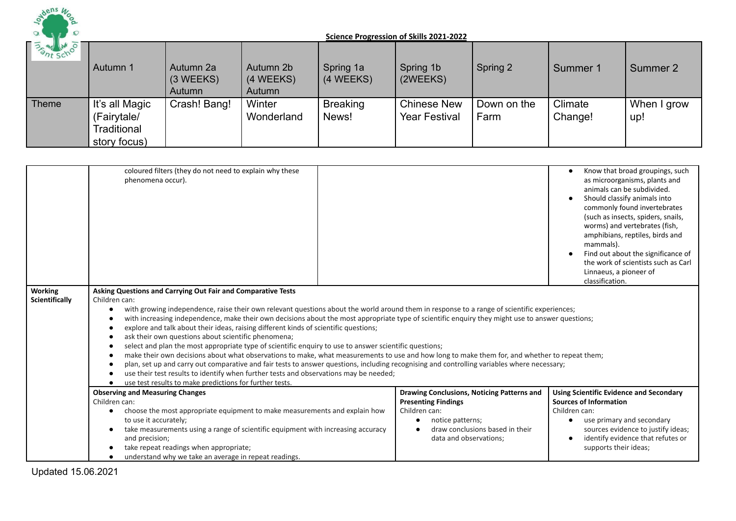**Science Progression of Skills 2021-2022**

| | Autumn 1 | Autumn 2a (3 WEEKS) Autumn | Autumn 2b (4 WEEKS) Autumn | Spring 1a (4 WEEKS) | Spring 1b (2WEEKS) | Spring 2 | Summer 1 | Summer 2 |
|---|---|---|---|---|---|---|---|---|
| Theme | It's all Magic (Fairytale/ Traditional story focus) | Crash! Bang! | Winter Wonderland | Breaking News! | Chinese New Year Festival | Down on the Farm | Climate Change! | When I grow up! |

| | | | | |
|---|---|---|---|---|
| | coloured filters (they do not need to explain why these phenomena occur). | | | • Know that broad groupings, such as microorganisms, plants and animals can be subdivided.<br>• Should classify animals into commonly found invertebrates (such as insects, spiders, snails, worms) and vertebrates (fish, amphibians, reptiles, birds and mammals).<br>• Find out about the significance of the work of scientists such as Carl Linnaeus, a pioneer of classification. |
| **Working Scientifically** | **Asking Questions and Carrying Out Fair and Comparative Tests**<br>Children can:<br>• with growing independence, raise their own relevant questions about the world around them in response to a range of scientific experiences;<br>• with increasing independence, make their own decisions about the most appropriate type of scientific enquiry they might use to answer questions;<br>• explore and talk about their ideas, raising different kinds of scientific questions;<br>• ask their own questions about scientific phenomena;<br>• select and plan the most appropriate type of scientific enquiry to use to answer scientific questions;<br>• make their own decisions about what observations to make, what measurements to use and how long to make them for, and whether to repeat them;<br>• plan, set up and carry out comparative and fair tests to answer questions, including recognising and controlling variables where necessary;<br>• use their test results to identify when further tests and observations may be needed;<br>• use test results to make predictions for further tests. | | | |
| | **Observing and Measuring Changes**<br>Children can:<br>• choose the most appropriate equipment to make measurements and explain how to use it accurately;<br>• take measurements using a range of scientific equipment with increasing accuracy and precision;<br>• take repeat readings when appropriate;<br>• understand why we take an average in repeat readings. | | **Drawing Conclusions, Noticing Patterns and Presenting Findings**<br>Children can:<br>• notice patterns;<br>• draw conclusions based in their data and observations; | **Using Scientific Evidence and Secondary Sources of Information**<br>Children can:<br>• use primary and secondary sources evidence to justify ideas;<br>• identify evidence that refutes or supports their ideas; |

Updated 15.06.2021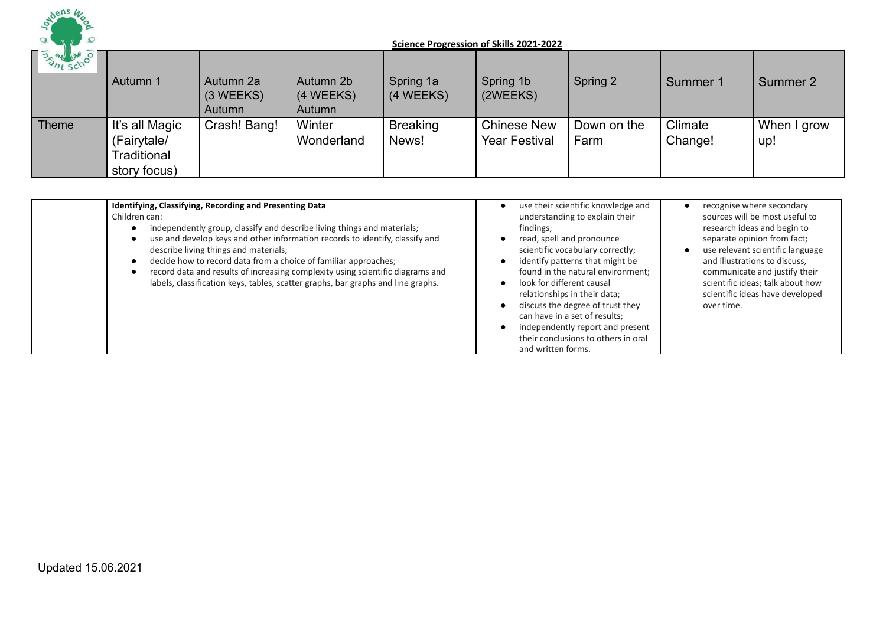**Science Progression of Skills 2021-2022**

| | Autumn 1 | Autumn 2a (3 WEEKS) Autumn | Autumn 2b (4 WEEKS) Autumn | Spring 1a (4 WEEKS) | Spring 1b (2WEEKS) | Spring 2 | Summer 1 | Summer 2 |
|---|---|---|---|---|---|---|---|---|
| Theme | It's all Magic (Fairytale/ Traditional story focus) | Crash! Bang! | Winter Wonderland | Breaking News! | Chinese New Year Festival | Down on the Farm | Climate Change! | When I grow up! |

| | | | |
|---|---|---|---|
| | **Identifying, Classifying, Recording and Presenting Data**<br>Children can:<br>● independently group, classify and describe living things and materials;<br>● use and develop keys and other information records to identify, classify and describe living things and materials;<br>● decide how to record data from a choice of familiar approaches;<br>● record data and results of increasing complexity using scientific diagrams and labels, classification keys, tables, scatter graphs, bar graphs and line graphs. | ● use their scientific knowledge and understanding to explain their findings;<br>● read, spell and pronounce scientific vocabulary correctly;<br>● identify patterns that might be found in the natural environment;<br>● look for different causal relationships in their data;<br>● discuss the degree of trust they can have in a set of results;<br>● independently report and present their conclusions to others in oral and written forms. | ● recognise where secondary sources will be most useful to research ideas and begin to separate opinion from fact;<br>● use relevant scientific language and illustrations to discuss, communicate and justify their scientific ideas; talk about how scientific ideas have developed over time. |

Updated 15.06.2021